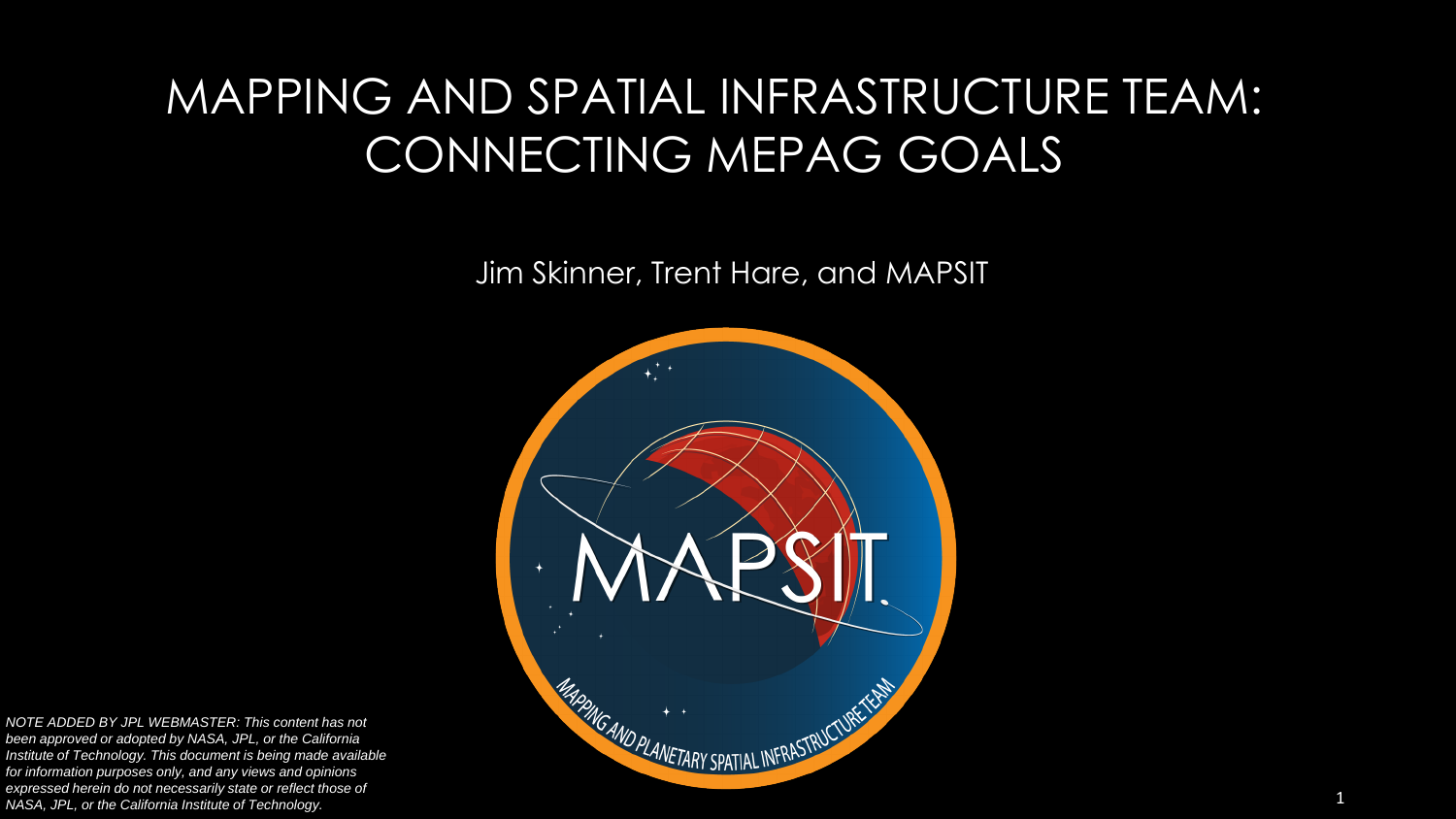# MAPPING AND SPATIAL INFRASTRUCTURE TEAM: CONNECTING MEPAG GOALS

Jim Skinner, Trent Hare, and MAPSIT

*NOTE ADDED BY JPL WEBMASTER: This content has not been approved or adopted by NASA, JPL, or the California Institute of Technology. This document is being made available for information purposes only, and any views and opinions expressed herein do not necessarily state or reflect those of NASA, JPL, or the California Institute of Technology.*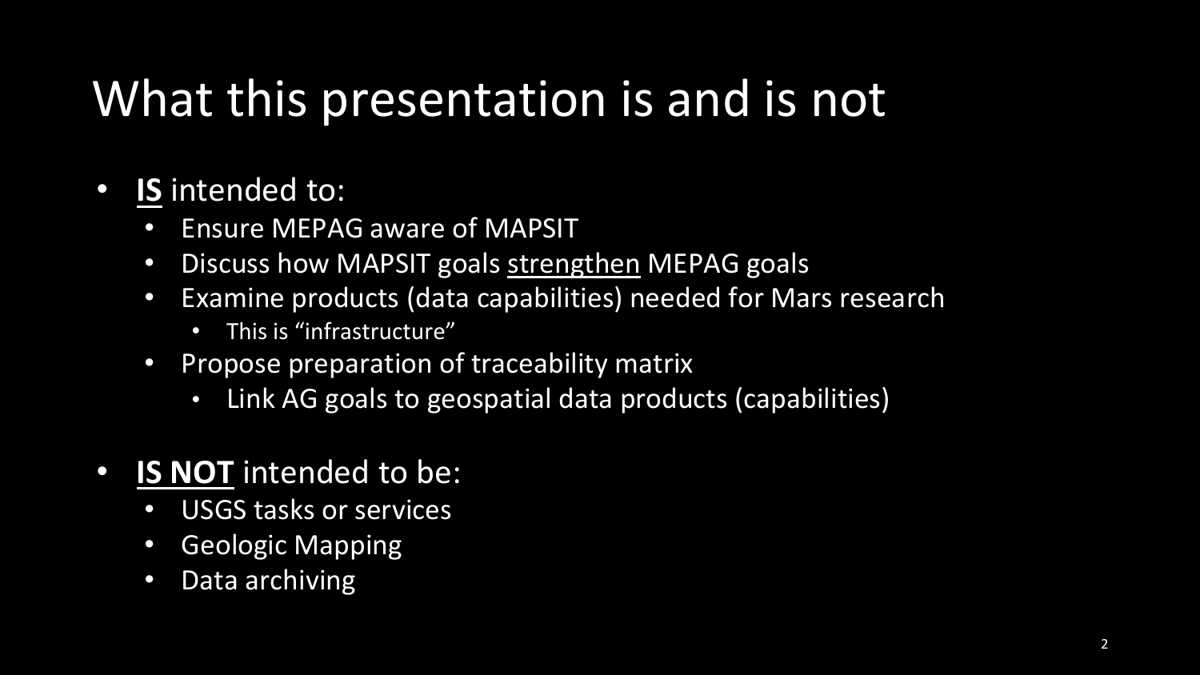# What this presentation is and is not

- **<u>IS</u>** intended to:
  - Ensure MEPAG aware of MAPSIT
  - Discuss how MAPSIT goals <u>strengthen</u> MEPAG goals
  - Examine products (data capabilities) needed for Mars research
    - This is "infrastructure"
  - Propose preparation of traceability matrix
    - Link AG goals to geospatial data products (capabilities)

- **<u>IS NOT</u>** intended to be:
  - USGS tasks or services
  - Geologic Mapping
  - Data archiving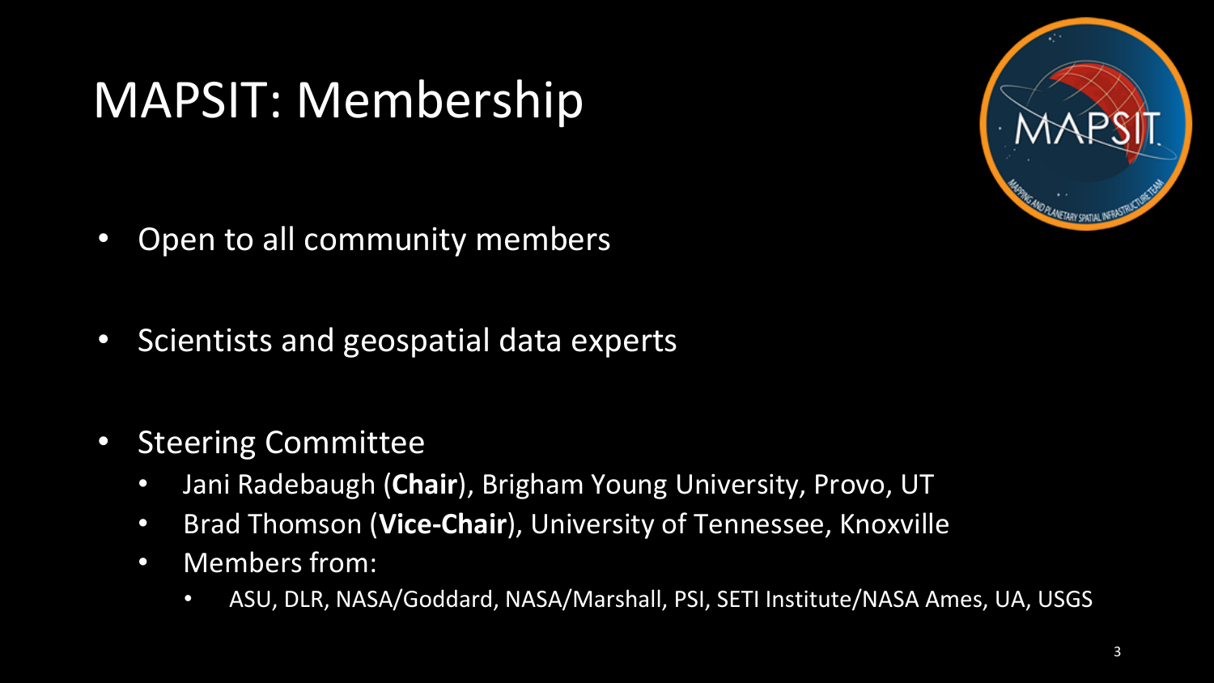# MAPSIT: Membership

- Open to all community members
- Scientists and geospatial data experts
- Steering Committee
  - Jani Radebaugh (**Chair**), Brigham Young University, Provo, UT
  - Brad Thomson (**Vice-Chair**), University of Tennessee, Knoxville
  - Members from:
    - ASU, DLR, NASA/Goddard, NASA/Marshall, PSI, SETI Institute/NASA Ames, UA, USGS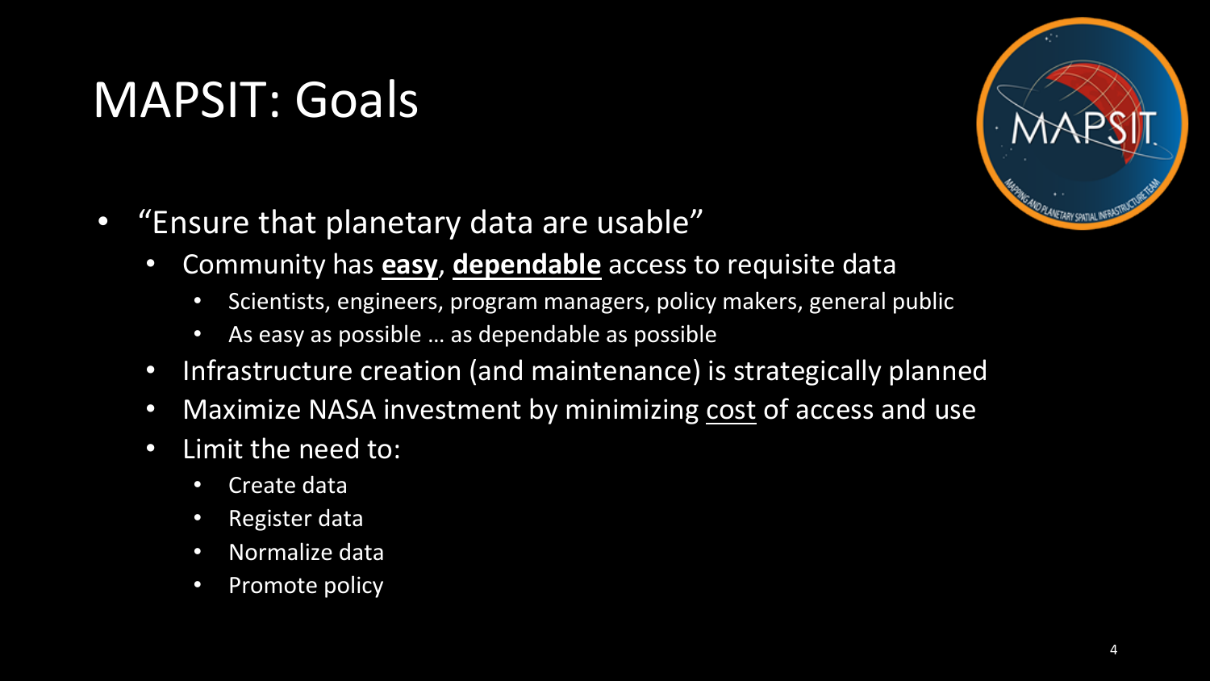# MAPSIT: Goals

- "Ensure that planetary data are usable"
  - Community has **<u>easy</u>**, **<u>dependable</u>** access to requisite data
    - Scientists, engineers, program managers, policy makers, general public
    - As easy as possible … as dependable as possible
  - Infrastructure creation (and maintenance) is strategically planned
  - Maximize NASA investment by minimizing <u>cost</u> of access and use
  - Limit the need to:
    - Create data
    - Register data
    - Normalize data
    - Promote policy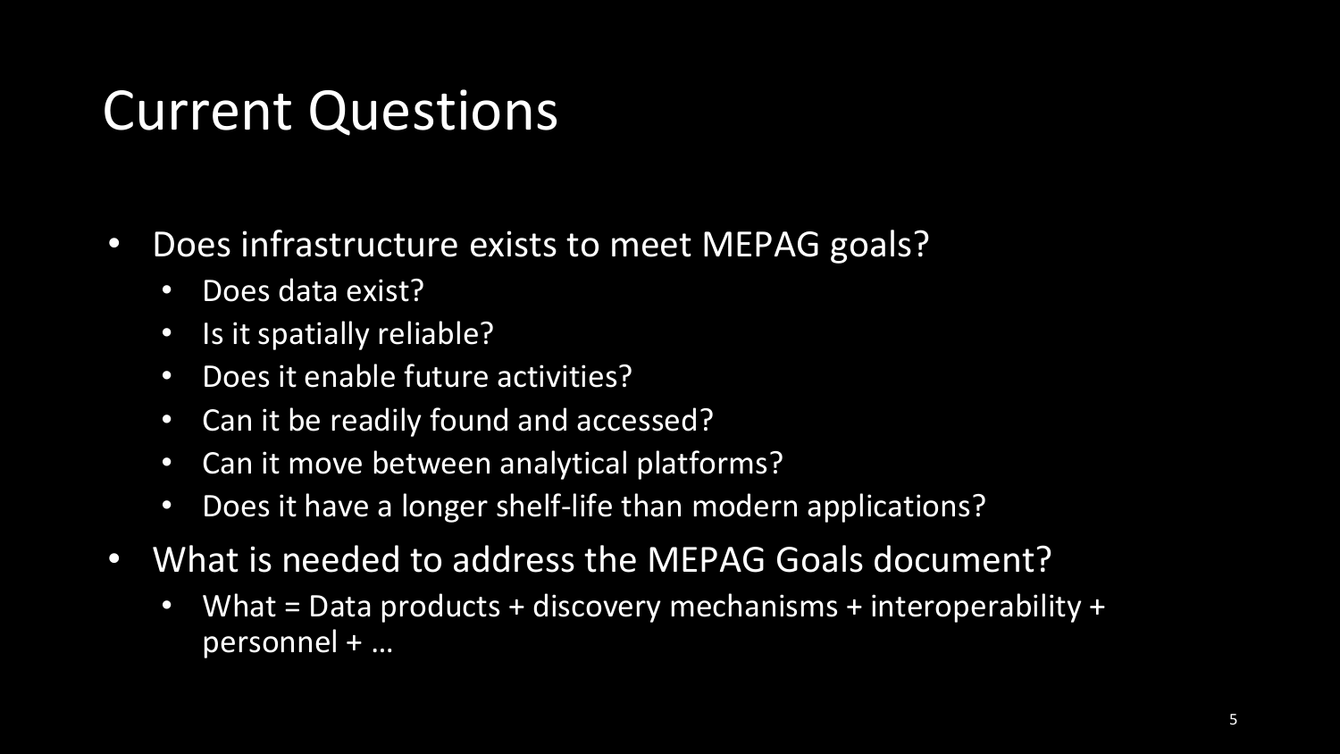# Current Questions

- Does infrastructure exists to meet MEPAG goals?
    - Does data exist?
    - Is it spatially reliable?
    - Does it enable future activities?
    - Can it be readily found and accessed?
    - Can it move between analytical platforms?
    - Does it have a longer shelf-life than modern applications?
- What is needed to address the MEPAG Goals document?
    - What = Data products + discovery mechanisms + interoperability + personnel + …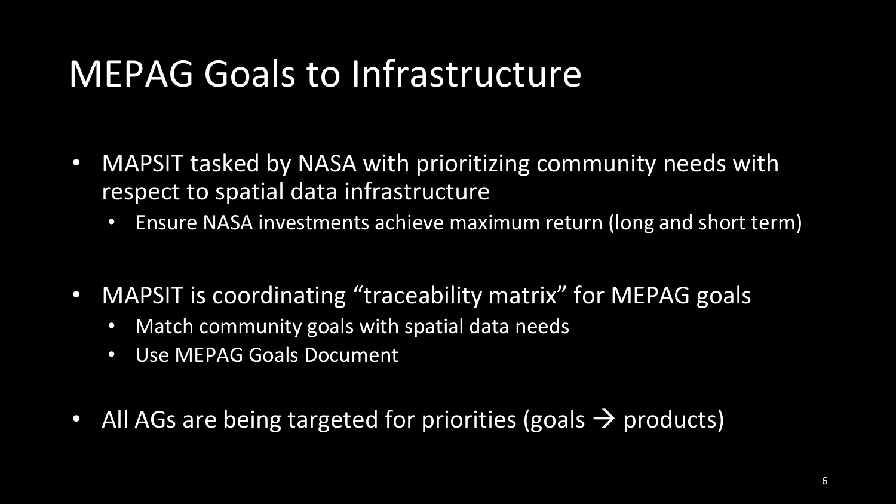# MEPAG Goals to Infrastructure

- MAPSIT tasked by NASA with prioritizing community needs with respect to spatial data infrastructure
  - Ensure NASA investments achieve maximum return (long and short term)
- MAPSIT is coordinating "traceability matrix" for MEPAG goals
  - Match community goals with spatial data needs
  - Use MEPAG Goals Document
- All AGs are being targeted for priorities (goals → products)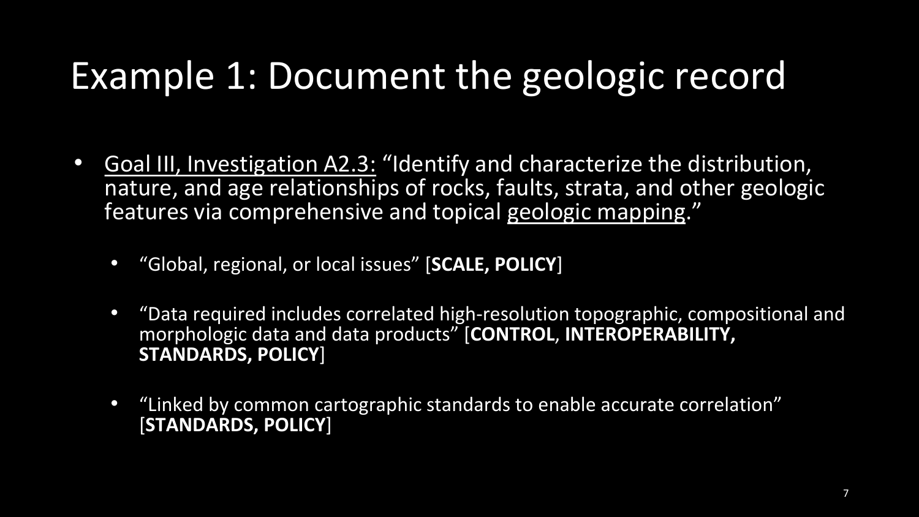# Example 1: Document the geologic record

- Goal III, Investigation A2.3: "Identify and characterize the distribution, nature, and age relationships of rocks, faults, strata, and other geologic features via comprehensive and topical geologic mapping."
  - "Global, regional, or local issues" [**SCALE, POLICY**]
  - "Data required includes correlated high-resolution topographic, compositional and morphologic data and data products" [**CONTROL**, **INTEROPERABILITY, STANDARDS, POLICY**]
  - "Linked by common cartographic standards to enable accurate correlation" [**STANDARDS, POLICY**]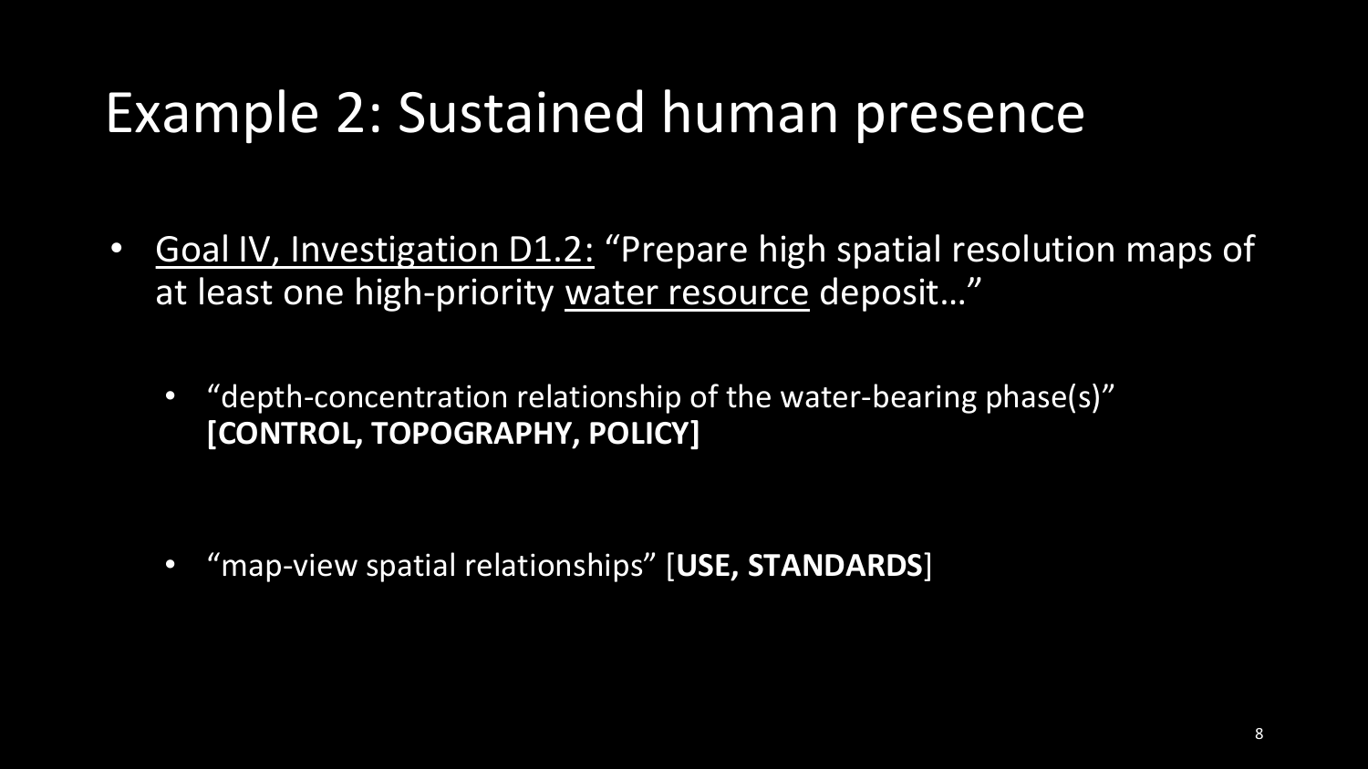# Example 2: Sustained human presence

- Goal IV, Investigation D1.2: "Prepare high spatial resolution maps of at least one high-priority water resource deposit…"
  - "depth-concentration relationship of the water-bearing phase(s)" **[CONTROL, TOPOGRAPHY, POLICY]**
  - "map-view spatial relationships" [**USE, STANDARDS**]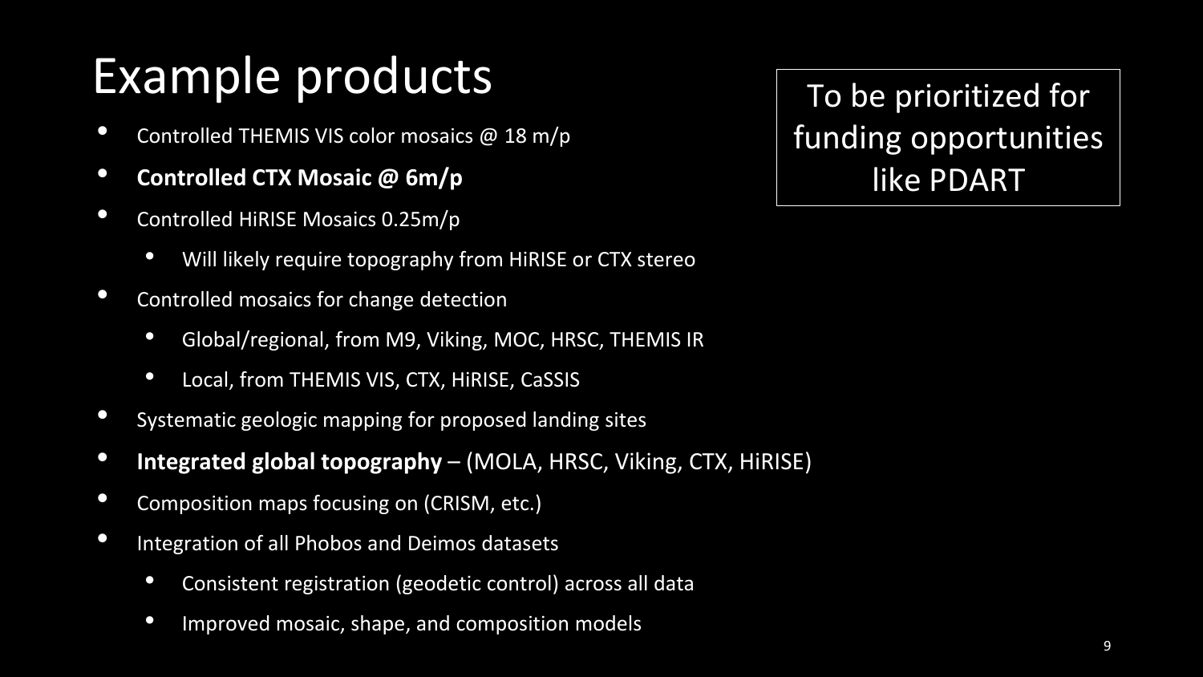# Example products

To be prioritized for funding opportunities like PDART

- Controlled THEMIS VIS color mosaics @ 18 m/p
- **Controlled CTX Mosaic @ 6m/p**
- Controlled HiRISE Mosaics 0.25m/p
  - Will likely require topography from HiRISE or CTX stereo
- Controlled mosaics for change detection
  - Global/regional, from M9, Viking, MOC, HRSC, THEMIS IR
  - Local, from THEMIS VIS, CTX, HiRISE, CaSSIS
- Systematic geologic mapping for proposed landing sites
- **Integrated global topography** – (MOLA, HRSC, Viking, CTX, HiRISE)
- Composition maps focusing on (CRISM, etc.)
- Integration of all Phobos and Deimos datasets
  - Consistent registration (geodetic control) across all data
  - Improved mosaic, shape, and composition models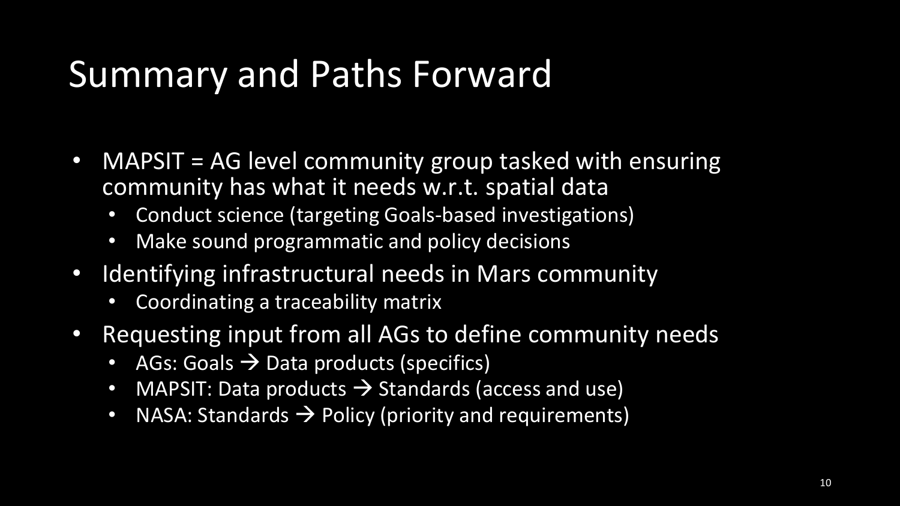# Summary and Paths Forward

- MAPSIT = AG level community group tasked with ensuring community has what it needs w.r.t. spatial data
  - Conduct science (targeting Goals-based investigations)
  - Make sound programmatic and policy decisions
- Identifying infrastructural needs in Mars community
  - Coordinating a traceability matrix
- Requesting input from all AGs to define community needs
  - AGs: Goals → Data products (specifics)
  - MAPSIT: Data products → Standards (access and use)
  - NASA: Standards → Policy (priority and requirements)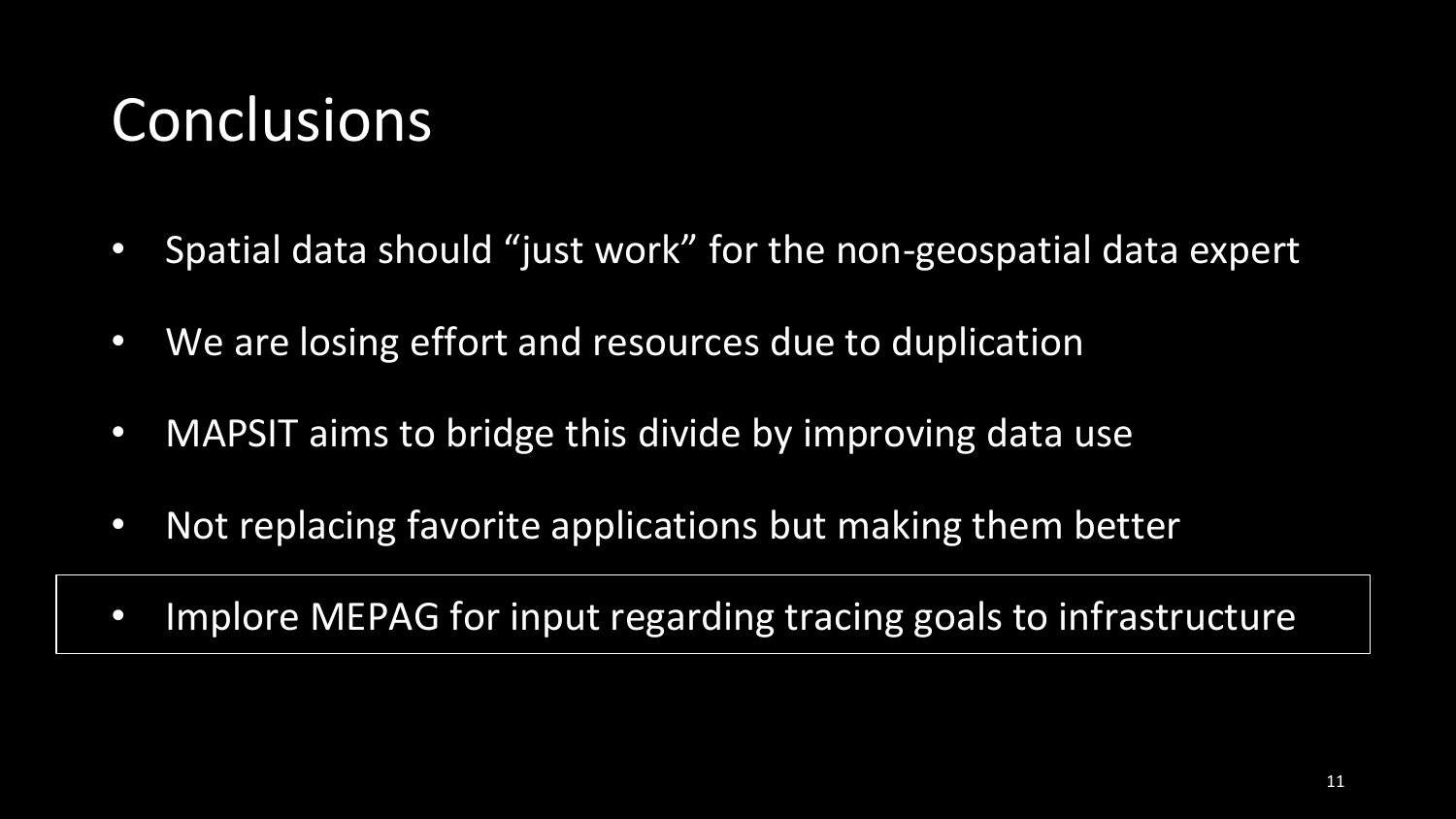# Conclusions

- Spatial data should "just work" for the non-geospatial data expert
- We are losing effort and resources due to duplication
- MAPSIT aims to bridge this divide by improving data use
- Not replacing favorite applications but making them better
- Implore MEPAG for input regarding tracing goals to infrastructure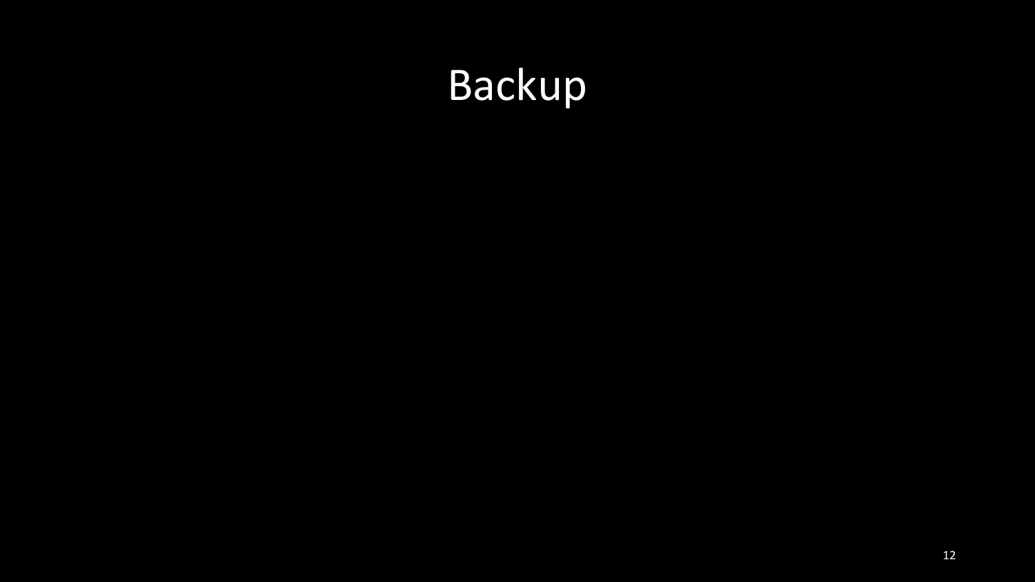# Backup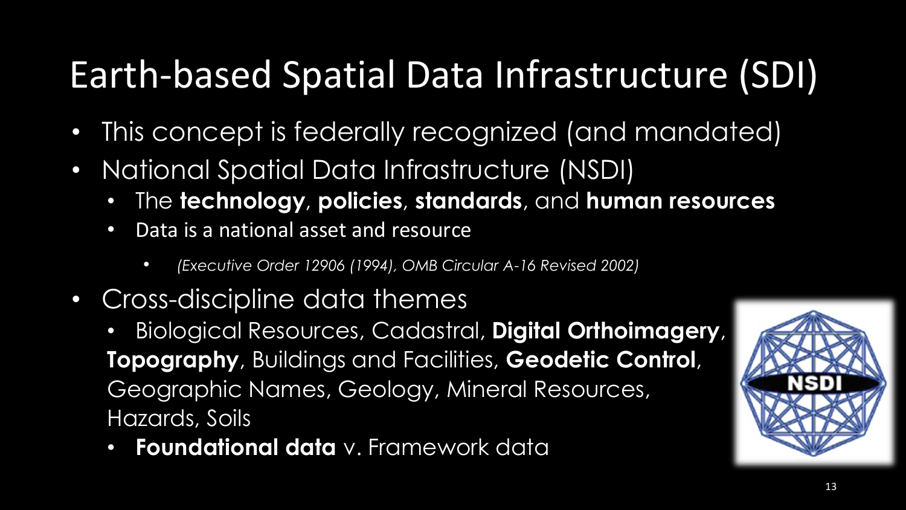# Earth-based Spatial Data Infrastructure (SDI)

- This concept is federally recognized (and mandated)
- National Spatial Data Infrastructure (NSDI)
  - The **technology**, **policies**, **standards**, and **human resources**
  - Data is a national asset and resource
    - *(Executive Order 12906 (1994), OMB Circular A-16 Revised 2002)*
- Cross-discipline data themes
  - Biological Resources, Cadastral, **Digital Orthoimagery**, **Topography**, Buildings and Facilities, **Geodetic Control**, Geographic Names, Geology, Mineral Resources, Hazards, Soils
  - **Foundational data** v. Framework data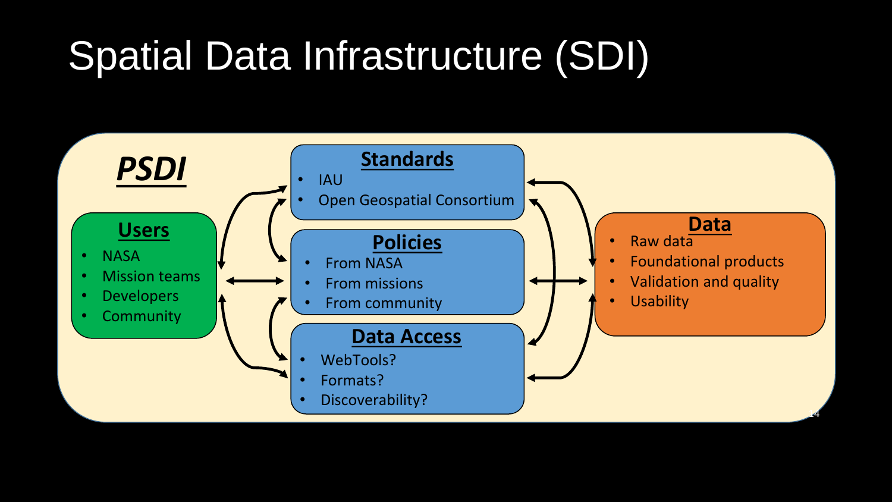# Spatial Data Infrastructure (SDI)

***PSDI***

**Users**

- NASA
- Mission teams
- Developers
- Community

**Standards**

- IAU
- Open Geospatial Consortium

**Policies**

- From NASA
- From missions
- From community

**Data Access**

- WebTools?
- Formats?
- Discoverability?

**Data**

- Raw data
- Foundational products
- Validation and quality
- Usability